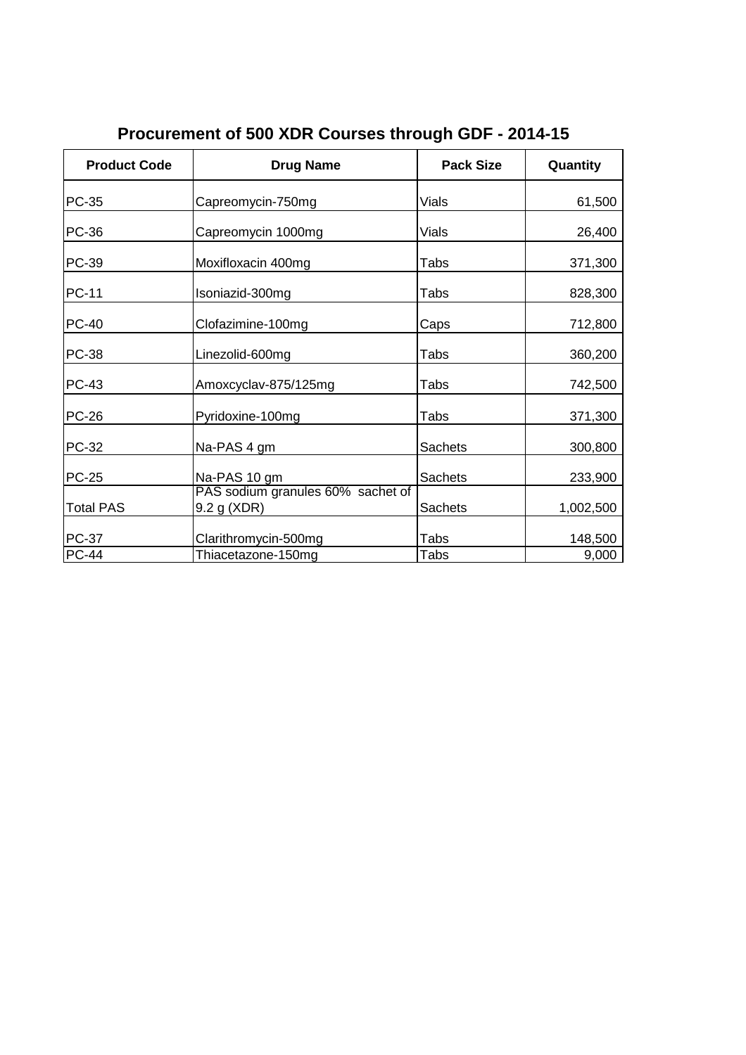# Procurement of 500 XDR Courses through GDF - 2014-15

| Product Code | Drug Name | Pack Size | Quantity |
|---|---|---|---|
| PC-35 | Capreomycin-750mg | Vials | 61,500 |
| PC-36 | Capreomycin 1000mg | Vials | 26,400 |
| PC-39 | Moxifloxacin 400mg | Tabs | 371,300 |
| PC-11 | Isoniazid-300mg | Tabs | 828,300 |
| PC-40 | Clofazimine-100mg | Caps | 712,800 |
| PC-38 | Linezolid-600mg | Tabs | 360,200 |
| PC-43 | Amoxcyclav-875/125mg | Tabs | 742,500 |
| PC-26 | Pyridoxine-100mg | Tabs | 371,300 |
| PC-32 | Na-PAS 4 gm | Sachets | 300,800 |
| PC-25 | Na-PAS 10 gm | Sachets | 233,900 |
| Total PAS | PAS sodium granules 60% sachet of 9.2 g (XDR) | Sachets | 1,002,500 |
| PC-37 | Clarithromycin-500mg | Tabs | 148,500 |
| PC-44 | Thiacetazone-150mg | Tabs | 9,000 |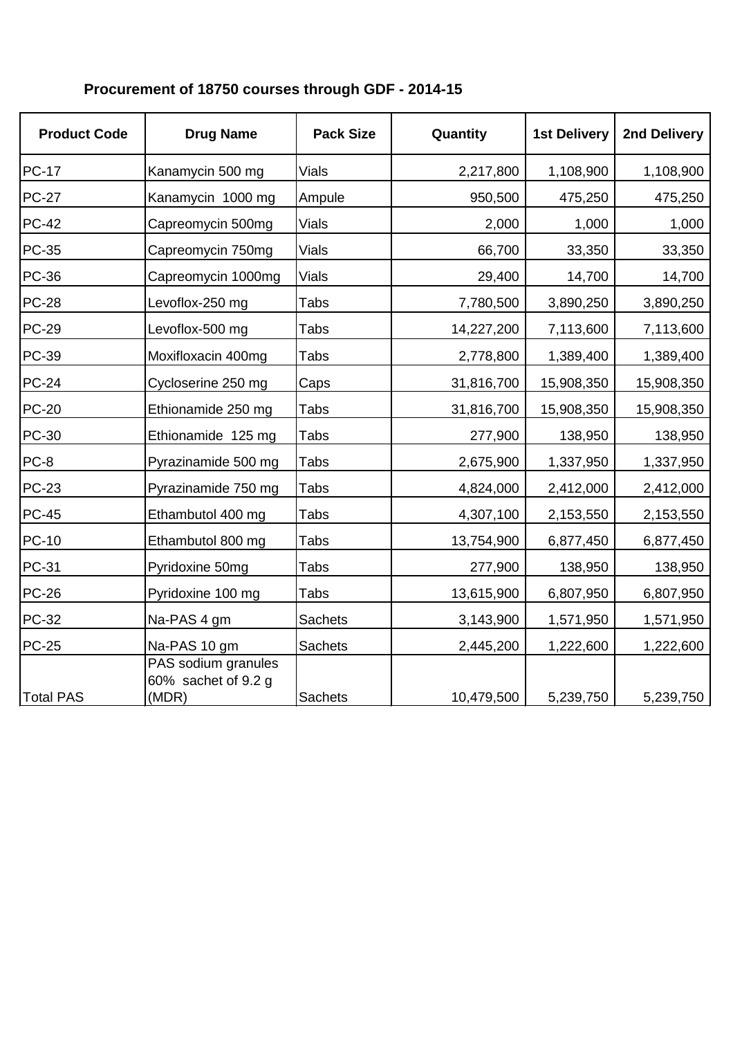### Procurement of 18750 courses through GDF - 2014-15

| Product Code | Drug Name | Pack Size | Quantity | 1st Delivery | 2nd Delivery |
|---|---|---|---|---|---|
| PC-17 | Kanamycin 500 mg | Vials | 2,217,800 | 1,108,900 | 1,108,900 |
| PC-27 | Kanamycin 1000 mg | Ampule | 950,500 | 475,250 | 475,250 |
| PC-42 | Capreomycin 500mg | Vials | 2,000 | 1,000 | 1,000 |
| PC-35 | Capreomycin 750mg | Vials | 66,700 | 33,350 | 33,350 |
| PC-36 | Capreomycin 1000mg | Vials | 29,400 | 14,700 | 14,700 |
| PC-28 | Levoflox-250 mg | Tabs | 7,780,500 | 3,890,250 | 3,890,250 |
| PC-29 | Levoflox-500 mg | Tabs | 14,227,200 | 7,113,600 | 7,113,600 |
| PC-39 | Moxifloxacin 400mg | Tabs | 2,778,800 | 1,389,400 | 1,389,400 |
| PC-24 | Cycloserine 250 mg | Caps | 31,816,700 | 15,908,350 | 15,908,350 |
| PC-20 | Ethionamide 250 mg | Tabs | 31,816,700 | 15,908,350 | 15,908,350 |
| PC-30 | Ethionamide 125 mg | Tabs | 277,900 | 138,950 | 138,950 |
| PC-8 | Pyrazinamide 500 mg | Tabs | 2,675,900 | 1,337,950 | 1,337,950 |
| PC-23 | Pyrazinamide 750 mg | Tabs | 4,824,000 | 2,412,000 | 2,412,000 |
| PC-45 | Ethambutol 400 mg | Tabs | 4,307,100 | 2,153,550 | 2,153,550 |
| PC-10 | Ethambutol 800 mg | Tabs | 13,754,900 | 6,877,450 | 6,877,450 |
| PC-31 | Pyridoxine 50mg | Tabs | 277,900 | 138,950 | 138,950 |
| PC-26 | Pyridoxine 100 mg | Tabs | 13,615,900 | 6,807,950 | 6,807,950 |
| PC-32 | Na-PAS 4 gm | Sachets | 3,143,900 | 1,571,950 | 1,571,950 |
| PC-25 | Na-PAS 10 gm | Sachets | 2,445,200 | 1,222,600 | 1,222,600 |
| Total PAS | PAS sodium granules 60% sachet of 9.2 g (MDR) | Sachets | 10,479,500 | 5,239,750 | 5,239,750 |